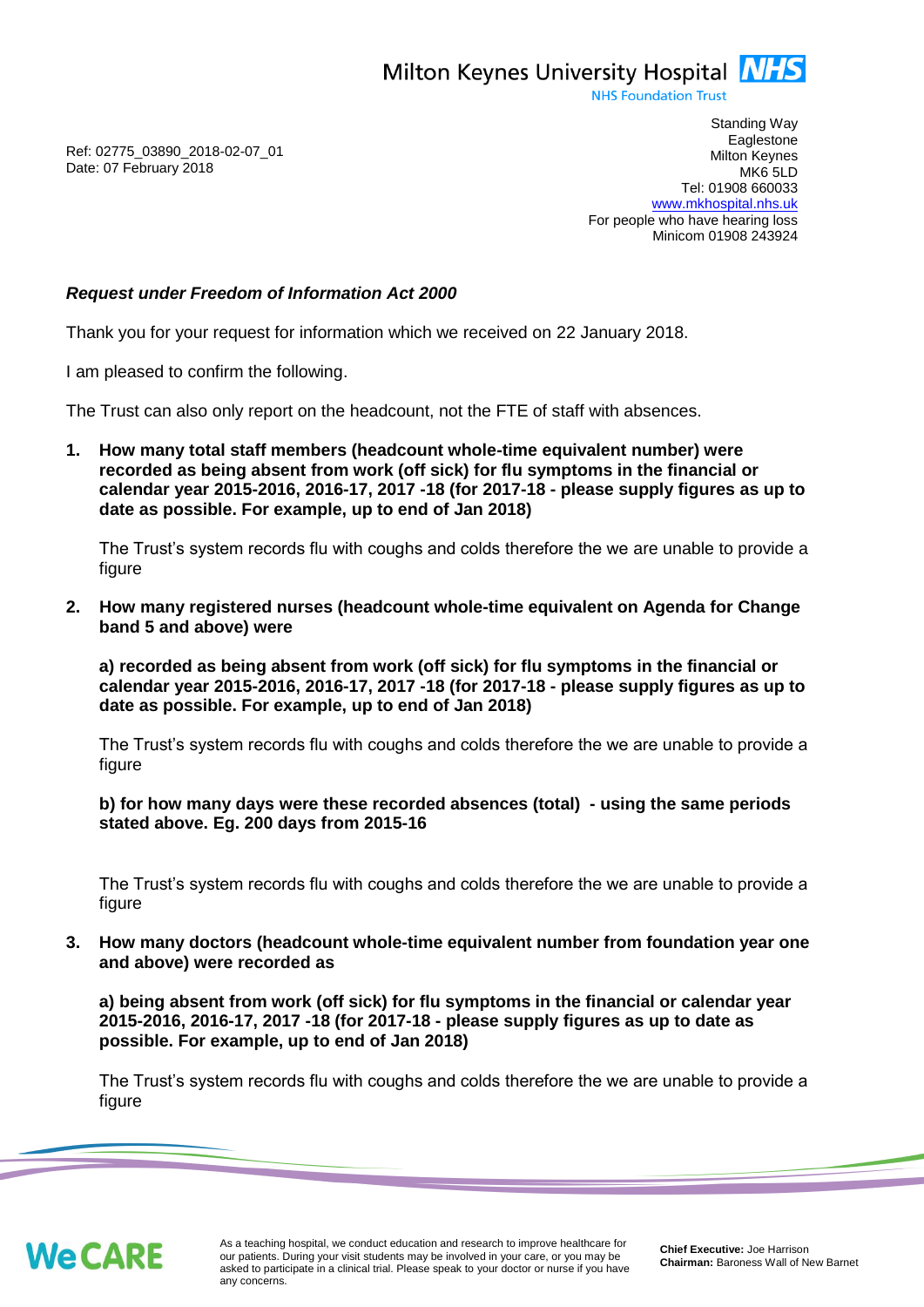Milton Keynes University Hospital NHS
NHS Foundation Trust

Standing Way
Eaglestone
Milton Keynes
MK6 5LD
Tel: 01908 660033
www.mkhospital.nhs.uk
For people who have hearing loss
Minicom 01908 243924

Ref: 02775_03890_2018-02-07_01
Date: 07 February 2018

***Request under Freedom of Information Act 2000***

Thank you for your request for information which we received on 22 January 2018.

I am pleased to confirm the following.

The Trust can also only report on the headcount, not the FTE of staff with absences.

1. **How many total staff members (headcount whole-time equivalent number) were recorded as being absent from work (off sick) for flu symptoms in the financial or calendar year 2015-2016, 2016-17, 2017 -18 (for 2017-18 - please supply figures as up to date as possible. For example, up to end of Jan 2018)**

   The Trust's system records flu with coughs and colds therefore the we are unable to provide a figure

2. **How many registered nurses (headcount whole-time equivalent on Agenda for Change band 5 and above) were**

   **a) recorded as being absent from work (off sick) for flu symptoms in the financial or calendar year 2015-2016, 2016-17, 2017 -18 (for 2017-18 - please supply figures as up to date as possible. For example, up to end of Jan 2018)**

   The Trust's system records flu with coughs and colds therefore the we are unable to provide a figure

   **b) for how many days were these recorded absences (total) - using the same periods stated above. Eg. 200 days from 2015-16**

   The Trust's system records flu with coughs and colds therefore the we are unable to provide a figure

3. **How many doctors (headcount whole-time equivalent number from foundation year one and above) were recorded as**

   **a) being absent from work (off sick) for flu symptoms in the financial or calendar year 2015-2016, 2016-17, 2017 -18 (for 2017-18 - please supply figures as up to date as possible. For example, up to end of Jan 2018)**

   The Trust's system records flu with coughs and colds therefore the we are unable to provide a figure

We CARE

As a teaching hospital, we conduct education and research to improve healthcare for our patients. During your visit students may be involved in your care, or you may be asked to participate in a clinical trial. Please speak to your doctor or nurse if you have any concerns.

**Chief Executive:** Joe Harrison
**Chairman:** Baroness Wall of New Barnet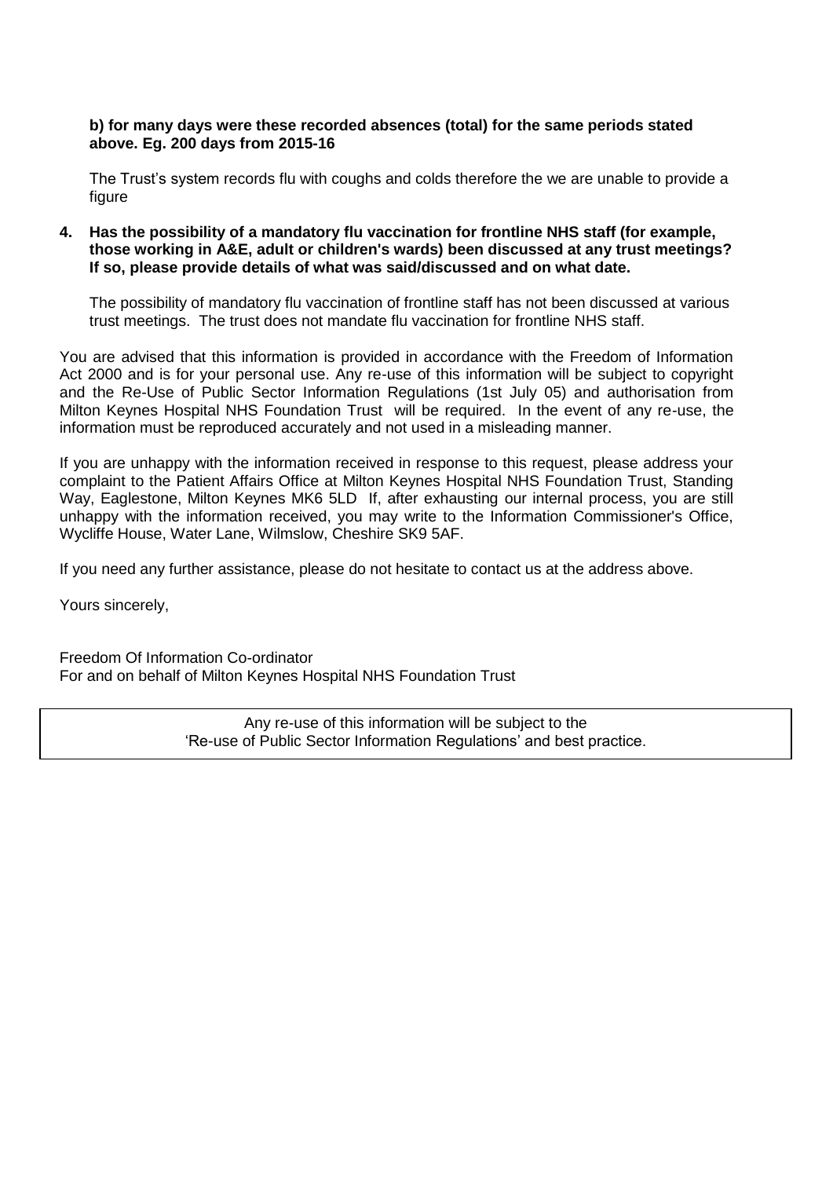**b) for many days were these recorded absences (total) for the same periods stated above. Eg. 200 days from 2015-16**

The Trust's system records flu with coughs and colds therefore the we are unable to provide a figure

**4. Has the possibility of a mandatory flu vaccination for frontline NHS staff (for example, those working in A&E, adult or children's wards) been discussed at any trust meetings? If so, please provide details of what was said/discussed and on what date.**

The possibility of mandatory flu vaccination of frontline staff has not been discussed at various trust meetings. The trust does not mandate flu vaccination for frontline NHS staff.

You are advised that this information is provided in accordance with the Freedom of Information Act 2000 and is for your personal use. Any re-use of this information will be subject to copyright and the Re-Use of Public Sector Information Regulations (1st July 05) and authorisation from Milton Keynes Hospital NHS Foundation Trust will be required. In the event of any re-use, the information must be reproduced accurately and not used in a misleading manner.

If you are unhappy with the information received in response to this request, please address your complaint to the Patient Affairs Office at Milton Keynes Hospital NHS Foundation Trust, Standing Way, Eaglestone, Milton Keynes MK6 5LD If, after exhausting our internal process, you are still unhappy with the information received, you may write to the Information Commissioner's Office, Wycliffe House, Water Lane, Wilmslow, Cheshire SK9 5AF.

If you need any further assistance, please do not hesitate to contact us at the address above.

Yours sincerely,

Freedom Of Information Co-ordinator
For and on behalf of Milton Keynes Hospital NHS Foundation Trust

Any re-use of this information will be subject to the 'Re-use of Public Sector Information Regulations' and best practice.